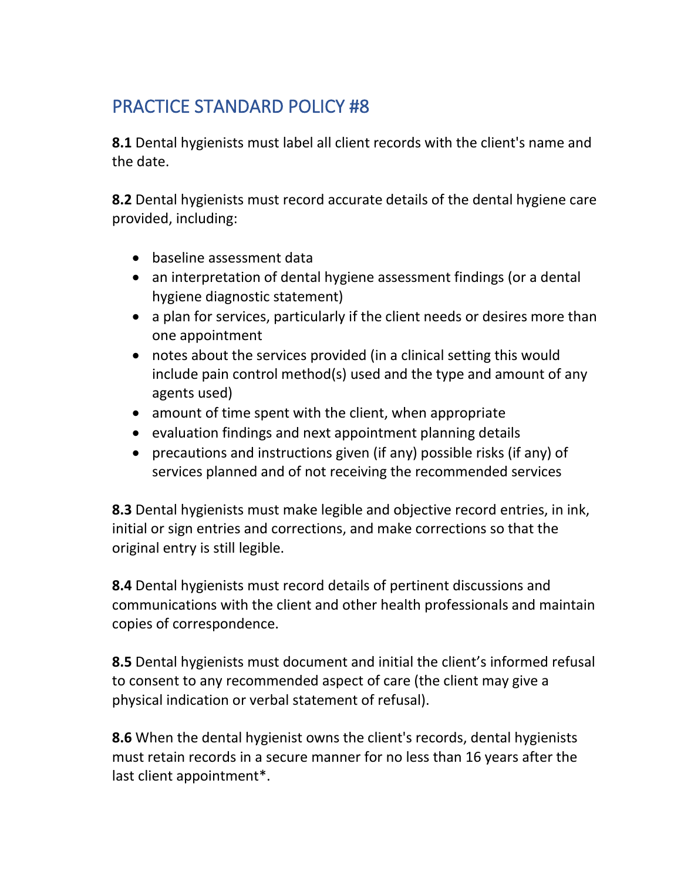## PRACTICE STANDARD POLICY #8

**8.1** Dental hygienists must label all client records with the client's name and the date.

**8.2** Dental hygienists must record accurate details of the dental hygiene care provided, including:

- baseline assessment data
- an interpretation of dental hygiene assessment findings (or a dental hygiene diagnostic statement)
- a plan for services, particularly if the client needs or desires more than one appointment
- notes about the services provided (in a clinical setting this would include pain control method(s) used and the type and amount of any agents used)
- amount of time spent with the client, when appropriate
- evaluation findings and next appointment planning details
- precautions and instructions given (if any) possible risks (if any) of services planned and of not receiving the recommended services

**8.3** Dental hygienists must make legible and objective record entries, in ink, initial or sign entries and corrections, and make corrections so that the original entry is still legible.

**8.4** Dental hygienists must record details of pertinent discussions and communications with the client and other health professionals and maintain copies of correspondence.

**8.5** Dental hygienists must document and initial the client's informed refusal to consent to any recommended aspect of care (the client may give a physical indication or verbal statement of refusal).

**8.6** When the dental hygienist owns the client's records, dental hygienists must retain records in a secure manner for no less than 16 years after the last client appointment*.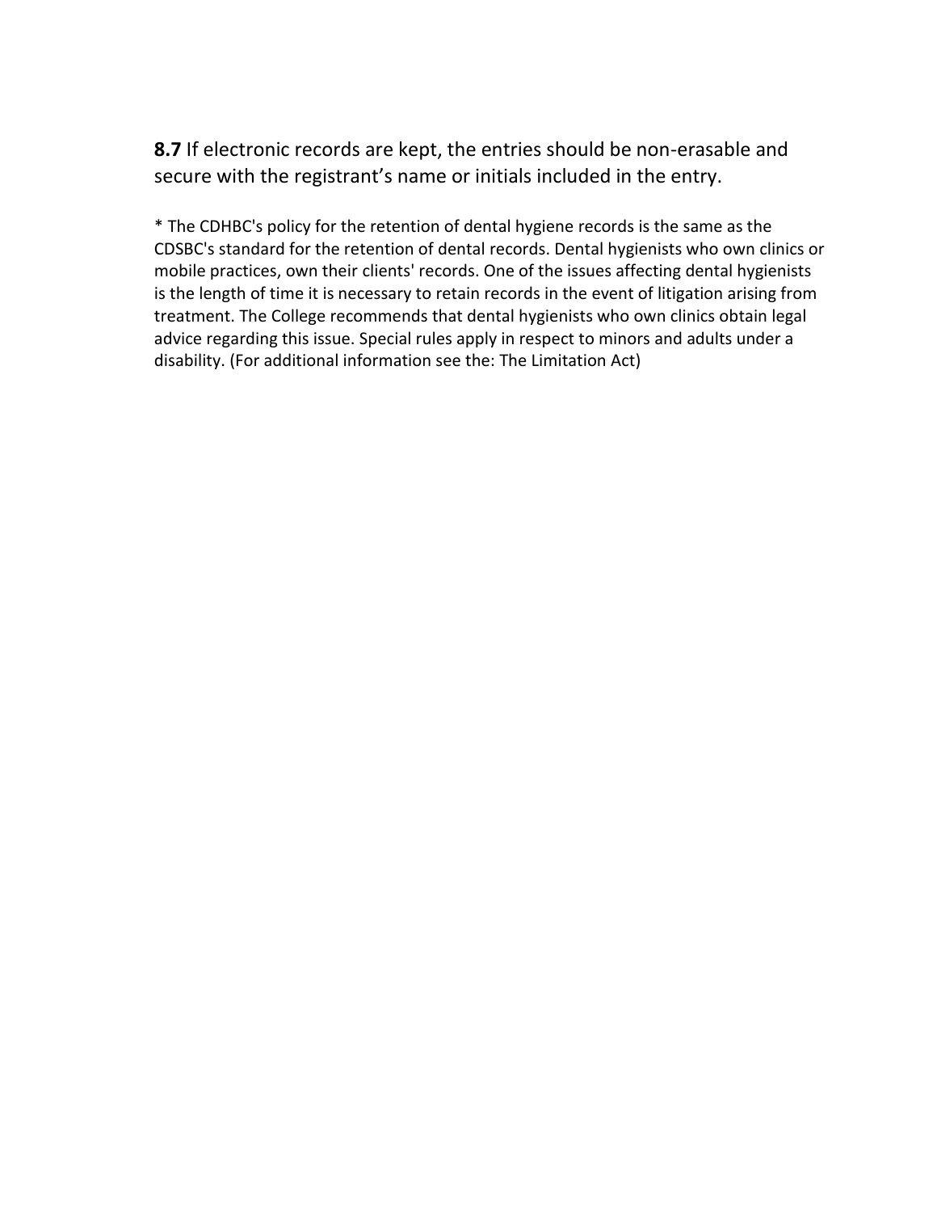**8.7** If electronic records are kept, the entries should be non-erasable and secure with the registrant's name or initials included in the entry.

* The CDHBC's policy for the retention of dental hygiene records is the same as the CDSBC's standard for the retention of dental records. Dental hygienists who own clinics or mobile practices, own their clients' records. One of the issues affecting dental hygienists is the length of time it is necessary to retain records in the event of litigation arising from treatment. The College recommends that dental hygienists who own clinics obtain legal advice regarding this issue. Special rules apply in respect to minors and adults under a disability. (For additional information see the: The Limitation Act)